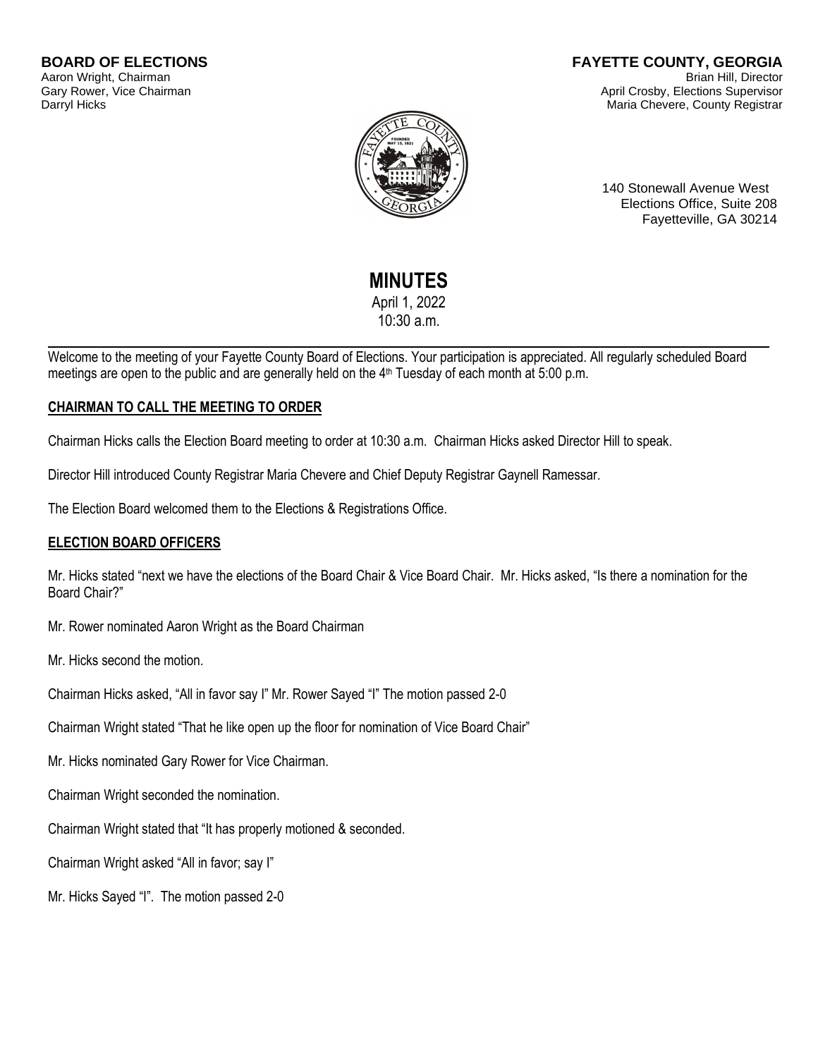**BOARD OF ELECTIONS**
Aaron Wright, Chairman
Gary Rower, Vice Chairman
Darryl Hicks

**FAYETTE COUNTY, GEORGIA**
Brian Hill, Director
April Crosby, Elections Supervisor
Maria Chevere, County Registrar

140 Stonewall Avenue West
Elections Office, Suite 208
Fayetteville, GA 30214

# MINUTES

April 1, 2022
10:30 a.m.

---

Welcome to the meeting of your Fayette County Board of Elections. Your participation is appreciated. All regularly scheduled Board meetings are open to the public and are generally held on the 4th Tuesday of each month at 5:00 p.m.

## CHAIRMAN TO CALL THE MEETING TO ORDER

Chairman Hicks calls the Election Board meeting to order at 10:30 a.m. Chairman Hicks asked Director Hill to speak.

Director Hill introduced County Registrar Maria Chevere and Chief Deputy Registrar Gaynell Ramessar.

The Election Board welcomed them to the Elections & Registrations Office.

## ELECTION BOARD OFFICERS

Mr. Hicks stated "next we have the elections of the Board Chair & Vice Board Chair. Mr. Hicks asked, "Is there a nomination for the Board Chair?"

Mr. Rower nominated Aaron Wright as the Board Chairman

Mr. Hicks second the motion.

Chairman Hicks asked, "All in favor say I" Mr. Rower Sayed "I" The motion passed 2-0

Chairman Wright stated "That he like open up the floor for nomination of Vice Board Chair"

Mr. Hicks nominated Gary Rower for Vice Chairman.

Chairman Wright seconded the nomination.

Chairman Wright stated that "It has properly motioned & seconded.

Chairman Wright asked "All in favor; say I"

Mr. Hicks Sayed "I". The motion passed 2-0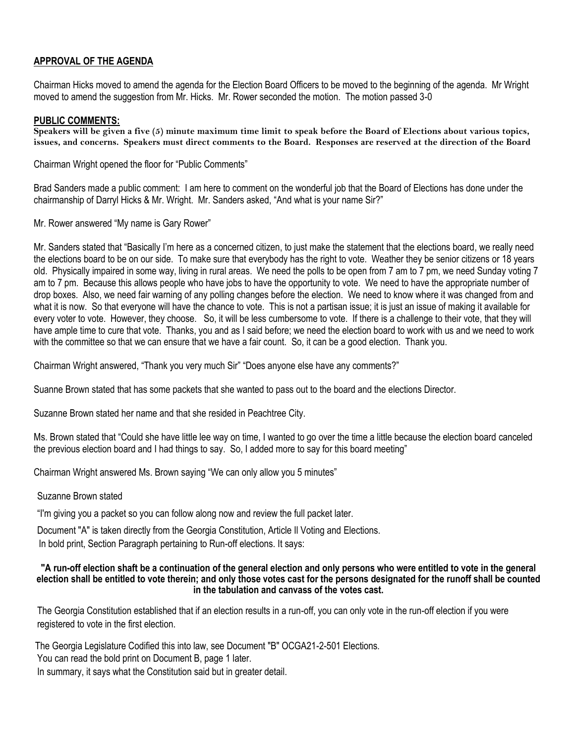## **APPROVAL OF THE AGENDA**

Chairman Hicks moved to amend the agenda for the Election Board Officers to be moved to the beginning of the agenda. Mr Wright moved to amend the suggestion from Mr. Hicks. Mr. Rower seconded the motion. The motion passed 3-0

## **PUBLIC COMMENTS:**

**Speakers will be given a five (5) minute maximum time limit to speak before the Board of Elections about various topics, issues, and concerns. Speakers must direct comments to the Board. Responses are reserved at the direction of the Board**

Chairman Wright opened the floor for "Public Comments"

Brad Sanders made a public comment: I am here to comment on the wonderful job that the Board of Elections has done under the chairmanship of Darryl Hicks & Mr. Wright. Mr. Sanders asked, "And what is your name Sir?"

Mr. Rower answered "My name is Gary Rower"

Mr. Sanders stated that "Basically I'm here as a concerned citizen, to just make the statement that the elections board, we really need the elections board to be on our side. To make sure that everybody has the right to vote. Weather they be senior citizens or 18 years old. Physically impaired in some way, living in rural areas. We need the polls to be open from 7 am to 7 pm, we need Sunday voting 7 am to 7 pm. Because this allows people who have jobs to have the opportunity to vote. We need to have the appropriate number of drop boxes. Also, we need fair warning of any polling changes before the election. We need to know where it was changed from and what it is now. So that everyone will have the chance to vote. This is not a partisan issue; it is just an issue of making it available for every voter to vote. However, they choose. So, it will be less cumbersome to vote. If there is a challenge to their vote, that they will have ample time to cure that vote. Thanks, you and as I said before; we need the election board to work with us and we need to work with the committee so that we can ensure that we have a fair count. So, it can be a good election. Thank you.

Chairman Wright answered, "Thank you very much Sir" "Does anyone else have any comments?"

Suanne Brown stated that has some packets that she wanted to pass out to the board and the elections Director.

Suzanne Brown stated her name and that she resided in Peachtree City.

Ms. Brown stated that "Could she have little lee way on time, I wanted to go over the time a little because the election board canceled the previous election board and I had things to say. So, I added more to say for this board meeting"

Chairman Wright answered Ms. Brown saying "We can only allow you 5 minutes"

Suzanne Brown stated

"I'm giving you a packet so you can follow along now and review the full packet later.

Document "A" is taken directly from the Georgia Constitution, Article II Voting and Elections.
In bold print, Section Paragraph pertaining to Run-off elections. It says:

**"A run-off election shaft be a continuation of the general election and only persons who were entitled to vote in the general election shall be entitled to vote therein; and only those votes cast for the persons designated for the runoff shall be counted in the tabulation and canvass of the votes cast.**

The Georgia Constitution established that if an election results in a run-off, you can only vote in the run-off election if you were registered to vote in the first election.

The Georgia Legislature Codified this into law, see Document "B" OCGA21-2-501 Elections.
You can read the bold print on Document B, page 1 later.
In summary, it says what the Constitution said but in greater detail.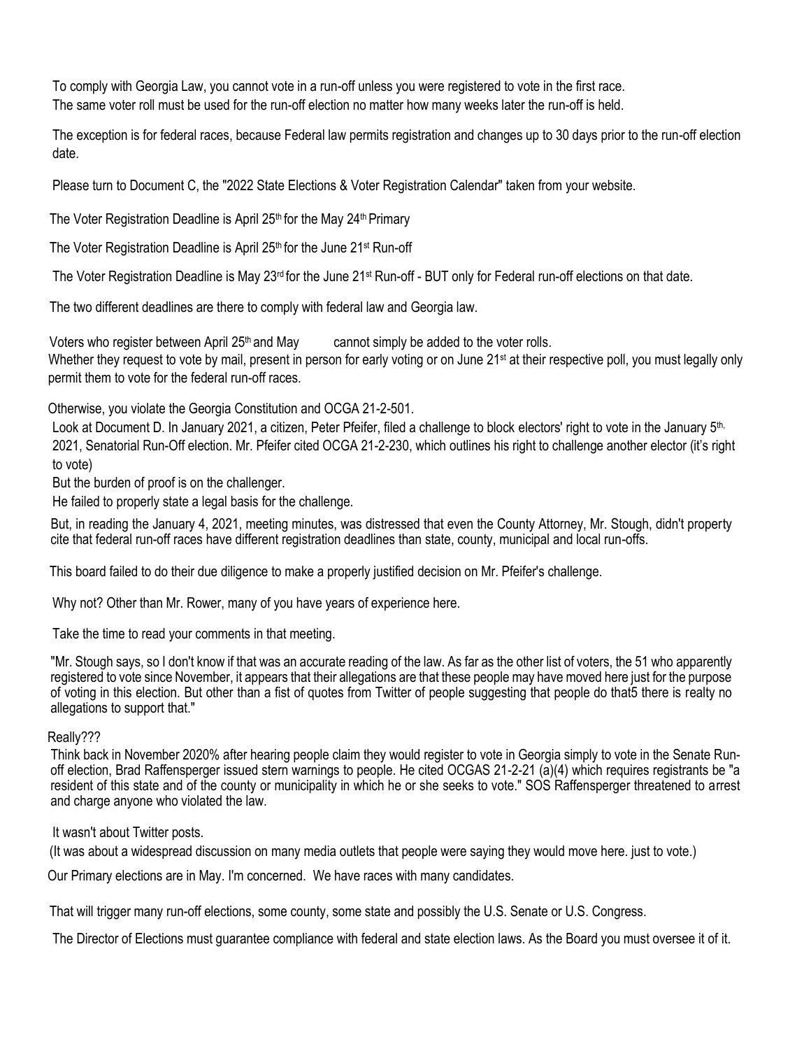To comply with Georgia Law, you cannot vote in a run-off unless you were registered to vote in the first race.
The same voter roll must be used for the run-off election no matter how many weeks later the run-off is held.

The exception is for federal races, because Federal law permits registration and changes up to 30 days prior to the run-off election date.

Please turn to Document C, the "2022 State Elections & Voter Registration Calendar" taken from your website.

The Voter Registration Deadline is April 25th for the May 24th Primary

The Voter Registration Deadline is April 25th for the June 21st Run-off

The Voter Registration Deadline is May 23rd for the June 21st Run-off - BUT only for Federal run-off elections on that date.

The two different deadlines are there to comply with federal law and Georgia law.

Voters who register between April 25th and May cannot simply be added to the voter rolls.
Whether they request to vote by mail, present in person for early voting or on June 21st at their respective poll, you must legally only permit them to vote for the federal run-off races.

Otherwise, you violate the Georgia Constitution and OCGA 21-2-501.

Look at Document D. In January 2021, a citizen, Peter Pfeifer, filed a challenge to block electors' right to vote in the January 5th, 2021, Senatorial Run-Off election. Mr. Pfeifer cited OCGA 21-2-230, which outlines his right to challenge another elector (it's right to vote)

But the burden of proof is on the challenger.

He failed to properly state a legal basis for the challenge.

But, in reading the January 4, 2021, meeting minutes, was distressed that even the County Attorney, Mr. Stough, didn't property cite that federal run-off races have different registration deadlines than state, county, municipal and local run-offs.

This board failed to do their due diligence to make a properly justified decision on Mr. Pfeifer's challenge.

Why not? Other than Mr. Rower, many of you have years of experience here.

Take the time to read your comments in that meeting.

"Mr. Stough says, so I don't know if that was an accurate reading of the law. As far as the other list of voters, the 51 who apparently registered to vote since November, it appears that their allegations are that these people may have moved here just for the purpose of voting in this election. But other than a fist of quotes from Twitter of people suggesting that people do that5 there is realty no allegations to support that."

Really???

Think back in November 2020% after hearing people claim they would register to vote in Georgia simply to vote in the Senate Run-off election, Brad Raffensperger issued stern warnings to people. He cited OCGAS 21-2-21 (a)(4) which requires registrants be "a resident of this state and of the county or municipality in which he or she seeks to vote." SOS Raffensperger threatened to arrest and charge anyone who violated the law.

It wasn't about Twitter posts.

(It was about a widespread discussion on many media outlets that people were saying they would move here. just to vote.)

Our Primary elections are in May. I'm concerned. We have races with many candidates.

That will trigger many run-off elections, some county, some state and possibly the U.S. Senate or U.S. Congress.

The Director of Elections must guarantee compliance with federal and state election laws. As the Board you must oversee it of it.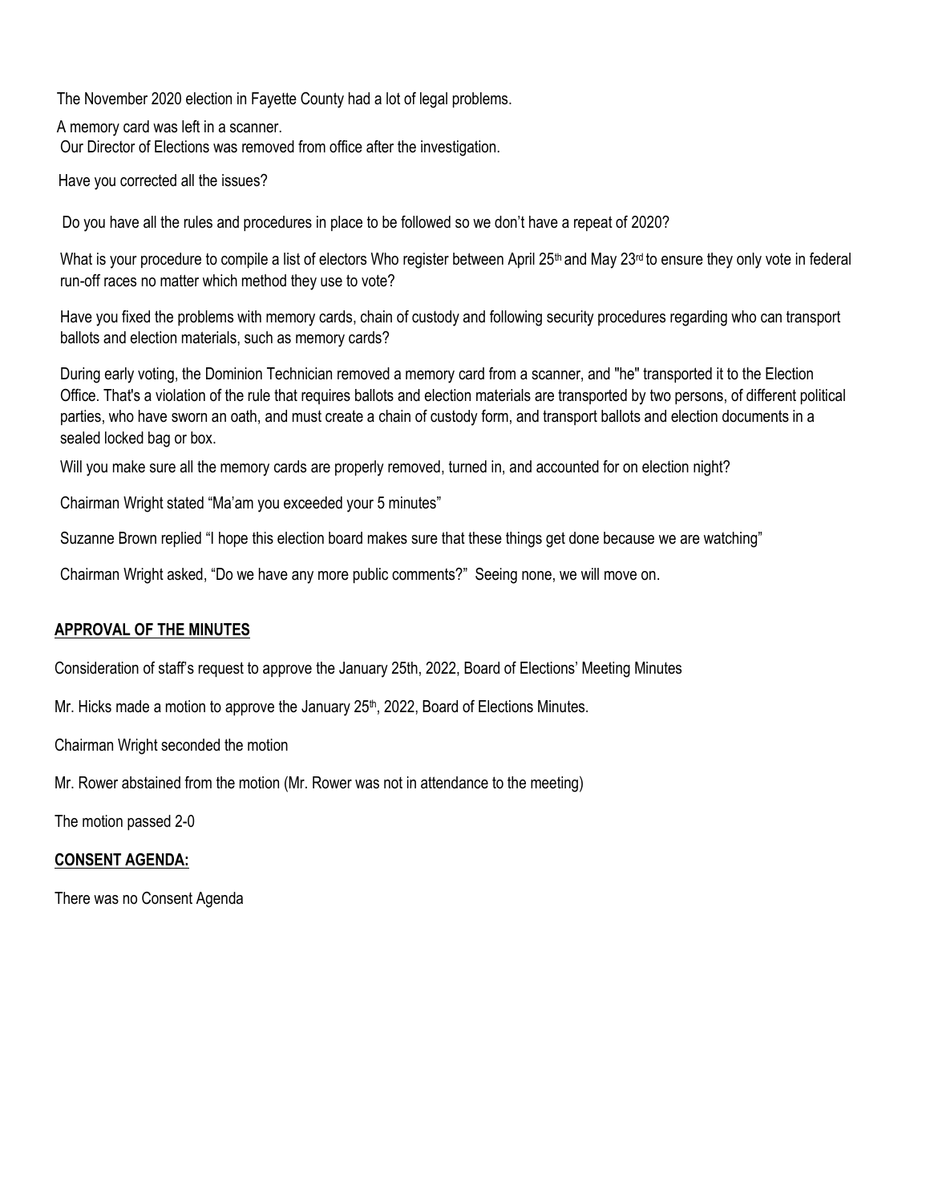The November 2020 election in Fayette County had a lot of legal problems.

A memory card was left in a scanner.

Our Director of Elections was removed from office after the investigation.

Have you corrected all the issues?

Do you have all the rules and procedures in place to be followed so we don't have a repeat of 2020?

What is your procedure to compile a list of electors Who register between April 25th and May 23rd to ensure they only vote in federal run-off races no matter which method they use to vote?

Have you fixed the problems with memory cards, chain of custody and following security procedures regarding who can transport ballots and election materials, such as memory cards?

During early voting, the Dominion Technician removed a memory card from a scanner, and "he" transported it to the Election Office. That's a violation of the rule that requires ballots and election materials are transported by two persons, of different political parties, who have sworn an oath, and must create a chain of custody form, and transport ballots and election documents in a sealed locked bag or box.

Will you make sure all the memory cards are properly removed, turned in, and accounted for on election night?

Chairman Wright stated "Ma'am you exceeded your 5 minutes"

Suzanne Brown replied "I hope this election board makes sure that these things get done because we are watching"

Chairman Wright asked, "Do we have any more public comments?" Seeing none, we will move on.

**APPROVAL OF THE MINUTES**

Consideration of staff's request to approve the January 25th, 2022, Board of Elections' Meeting Minutes

Mr. Hicks made a motion to approve the January 25th, 2022, Board of Elections Minutes.

Chairman Wright seconded the motion

Mr. Rower abstained from the motion (Mr. Rower was not in attendance to the meeting)

The motion passed 2-0

**CONSENT AGENDA:**

There was no Consent Agenda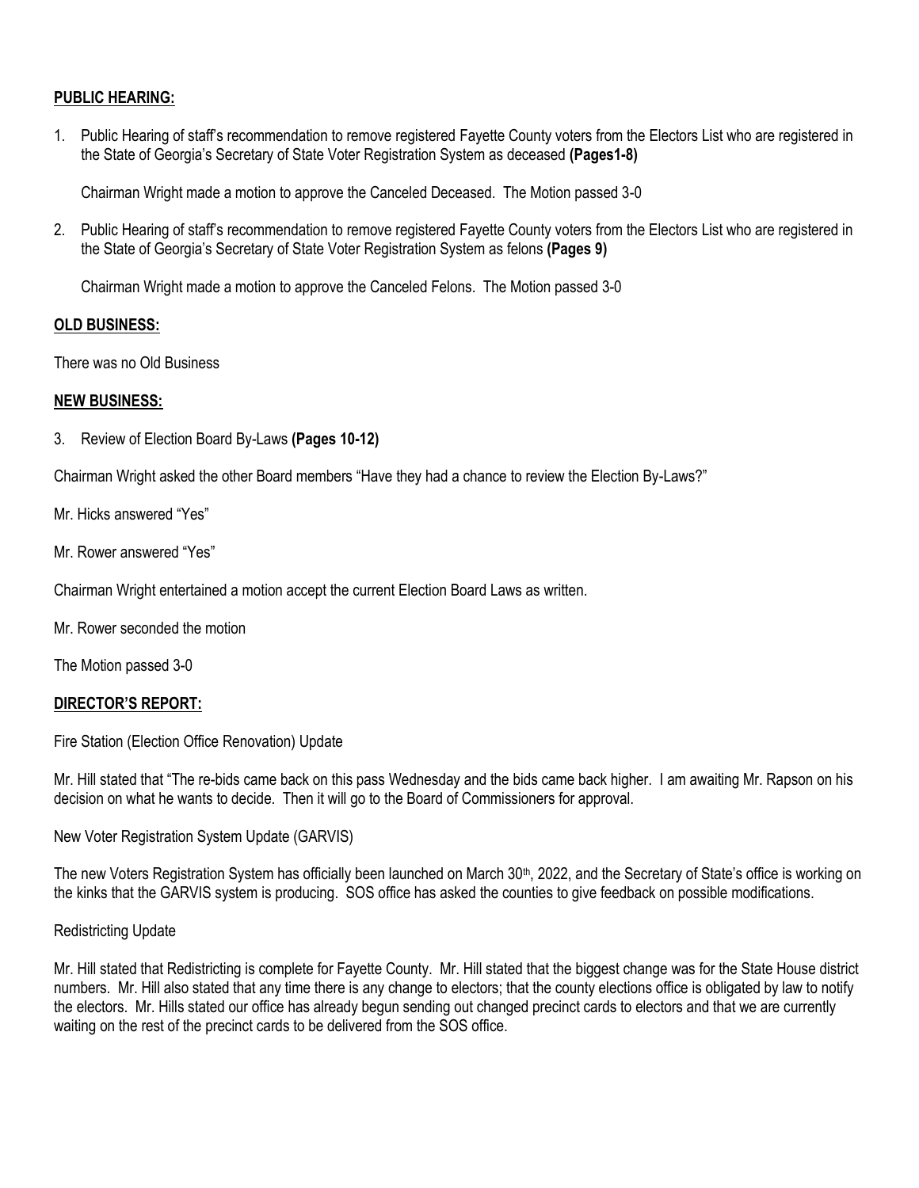## **PUBLIC HEARING:**

1. Public Hearing of staff's recommendation to remove registered Fayette County voters from the Electors List who are registered in the State of Georgia's Secretary of State Voter Registration System as deceased **(Pages1-8)**

   Chairman Wright made a motion to approve the Canceled Deceased. The Motion passed 3-0

2. Public Hearing of staff's recommendation to remove registered Fayette County voters from the Electors List who are registered in the State of Georgia's Secretary of State Voter Registration System as felons **(Pages 9)**

   Chairman Wright made a motion to approve the Canceled Felons. The Motion passed 3-0

## **OLD BUSINESS:**

There was no Old Business

## **NEW BUSINESS:**

3. Review of Election Board By-Laws **(Pages 10-12)**

Chairman Wright asked the other Board members "Have they had a chance to review the Election By-Laws?"

Mr. Hicks answered "Yes"

Mr. Rower answered "Yes"

Chairman Wright entertained a motion accept the current Election Board Laws as written.

Mr. Rower seconded the motion

The Motion passed 3-0

## **DIRECTOR'S REPORT:**

Fire Station (Election Office Renovation) Update

Mr. Hill stated that "The re-bids came back on this pass Wednesday and the bids came back higher. I am awaiting Mr. Rapson on his decision on what he wants to decide. Then it will go to the Board of Commissioners for approval.

New Voter Registration System Update (GARVIS)

The new Voters Registration System has officially been launched on March 30th, 2022, and the Secretary of State's office is working on the kinks that the GARVIS system is producing. SOS office has asked the counties to give feedback on possible modifications.

Redistricting Update

Mr. Hill stated that Redistricting is complete for Fayette County. Mr. Hill stated that the biggest change was for the State House district numbers. Mr. Hill also stated that any time there is any change to electors; that the county elections office is obligated by law to notify the electors. Mr. Hills stated our office has already begun sending out changed precinct cards to electors and that we are currently waiting on the rest of the precinct cards to be delivered from the SOS office.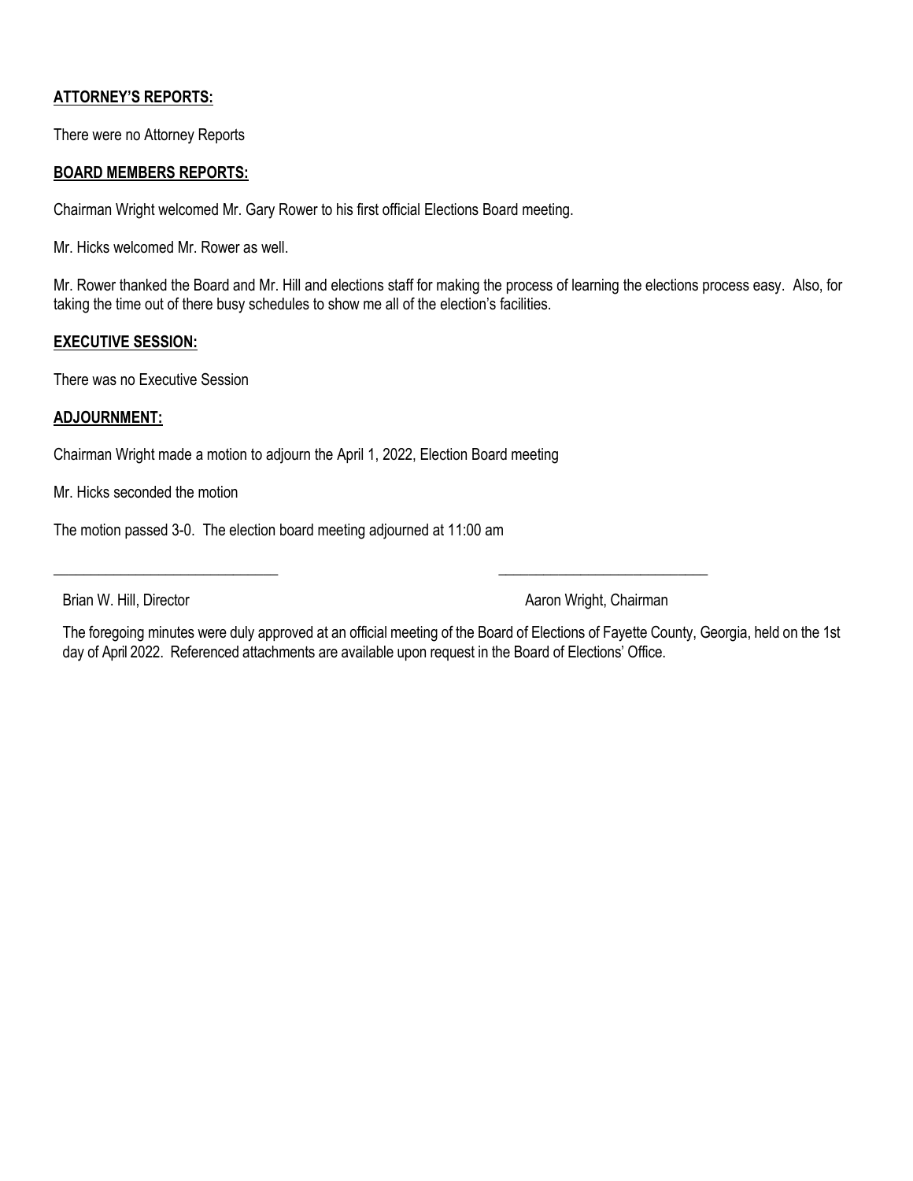**ATTORNEY'S REPORTS:**

There were no Attorney Reports

**BOARD MEMBERS REPORTS:**

Chairman Wright welcomed Mr. Gary Rower to his first official Elections Board meeting.

Mr. Hicks welcomed Mr. Rower as well.

Mr. Rower thanked the Board and Mr. Hill and elections staff for making the process of learning the elections process easy. Also, for taking the time out of there busy schedules to show me all of the election's facilities.

**EXECUTIVE SESSION:**

There was no Executive Session

**ADJOURNMENT:**

Chairman Wright made a motion to adjourn the April 1, 2022, Election Board meeting

Mr. Hicks seconded the motion

The motion passed 3-0. The election board meeting adjourned at 11:00 am

\_\_\_\_\_\_\_\_\_\_\_\_\_\_\_\_\_\_\_\_\_\_\_\_\_\_\_\_\_\_ \_\_\_\_\_\_\_\_\_\_\_\_\_\_\_\_\_\_\_\_\_\_\_\_\_\_\_\_\_\_

Brian W. Hill, Director Aaron Wright, Chairman

The foregoing minutes were duly approved at an official meeting of the Board of Elections of Fayette County, Georgia, held on the 1st day of April 2022. Referenced attachments are available upon request in the Board of Elections' Office.